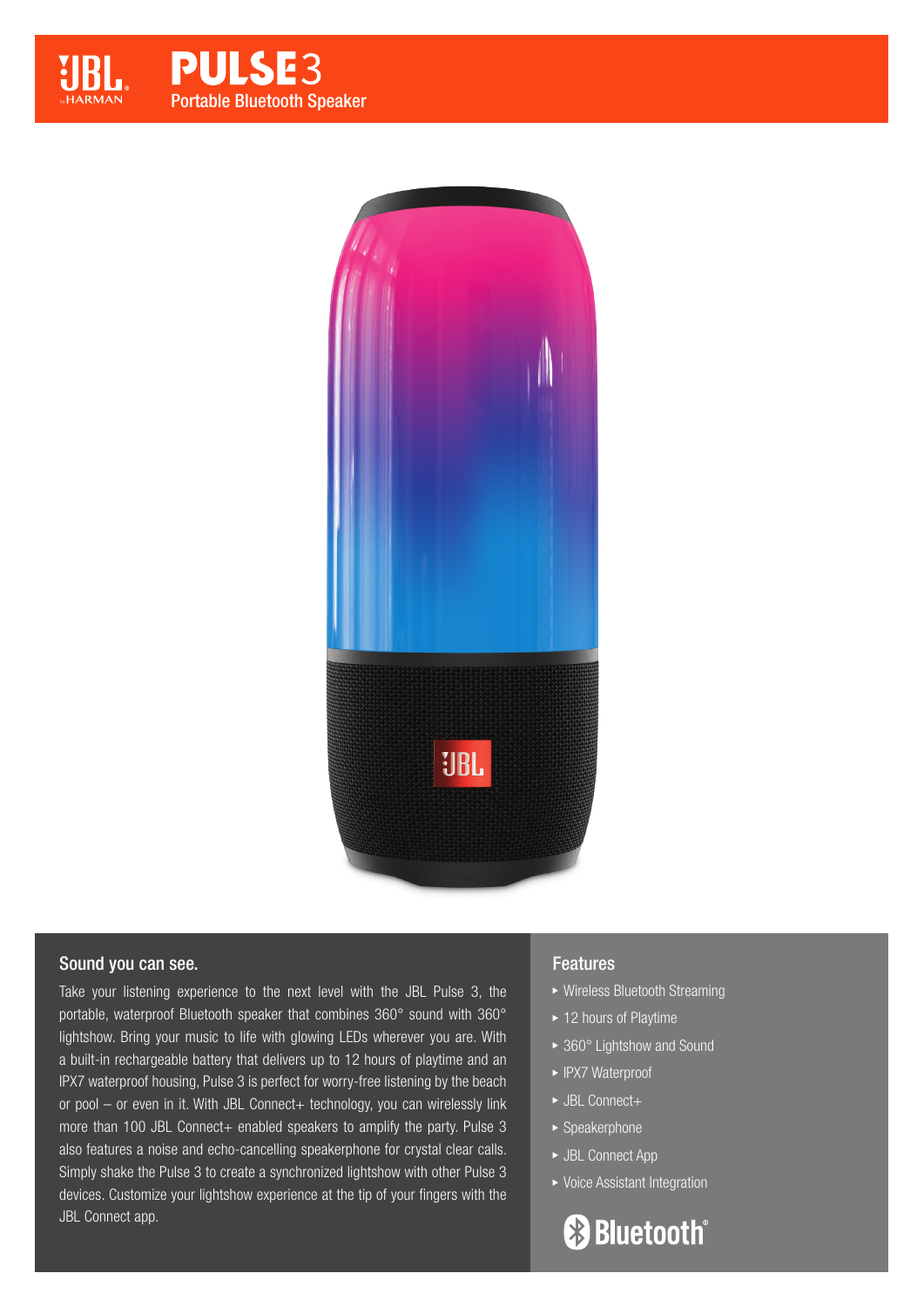# PULSE3

Portable Bluetooth Speaker

## Sound you can see.

Take your listening experience to the next level with the JBL Pulse 3, the portable, waterproof Bluetooth speaker that combines 360° sound with 360° lightshow. Bring your music to life with glowing LEDs wherever you are. With a built-in rechargeable battery that delivers up to 12 hours of playtime and an IPX7 waterproof housing, Pulse 3 is perfect for worry-free listening by the beach or pool – or even in it. With JBL Connect+ technology, you can wirelessly link more than 100 JBL Connect+ enabled speakers to amplify the party. Pulse 3 also features a noise and echo-cancelling speakerphone for crystal clear calls. Simply shake the Pulse 3 to create a synchronized lightshow with other Pulse 3 devices. Customize your lightshow experience at the tip of your fingers with the JBL Connect app.

## Features

- Wireless Bluetooth Streaming
- 12 hours of Playtime
- 360° Lightshow and Sound
- IPX7 Waterproof
- JBL Connect+
- Speakerphone
- JBL Connect App
- Voice Assistant Integration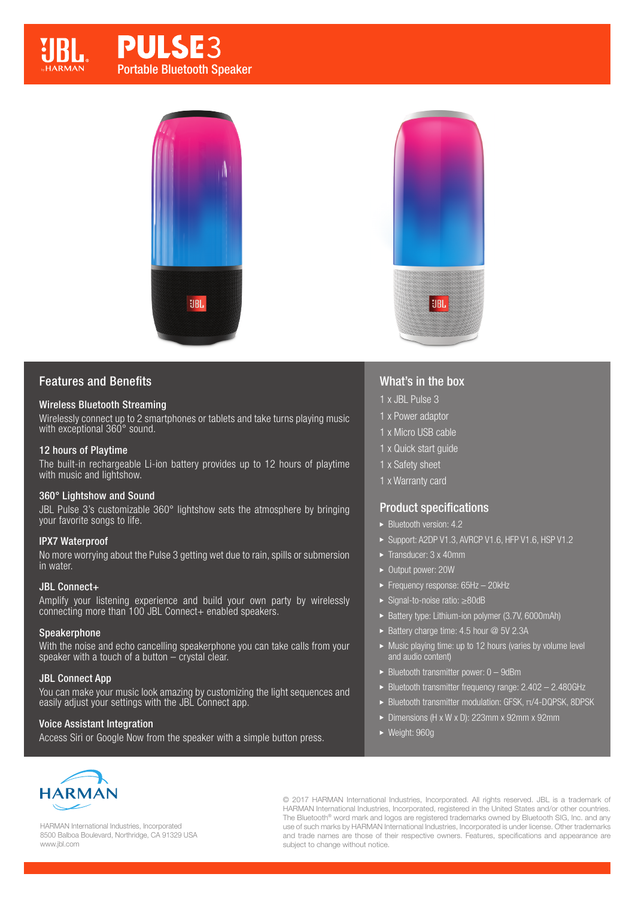# JBL PULSE 3

Portable Bluetooth Speaker

## Features and Benefits

### Wireless Bluetooth Streaming

Wirelessly connect up to 2 smartphones or tablets and take turns playing music with exceptional 360° sound.

### 12 hours of Playtime

The built-in rechargeable Li-ion battery provides up to 12 hours of playtime with music and lightshow.

### 360° Lightshow and Sound

JBL Pulse 3's customizable 360° lightshow sets the atmosphere by bringing your favorite songs to life.

### IPX7 Waterproof

No more worrying about the Pulse 3 getting wet due to rain, spills or submersion in water.

### JBL Connect+

Amplify your listening experience and build your own party by wirelessly connecting more than 100 JBL Connect+ enabled speakers.

### Speakerphone

With the noise and echo cancelling speakerphone you can take calls from your speaker with a touch of a button – crystal clear.

### JBL Connect App

You can make your music look amazing by customizing the light sequences and easily adjust your settings with the JBL Connect app.

### Voice Assistant Integration

Access Siri or Google Now from the speaker with a simple button press.

## What's in the box

1 x JBL Pulse 3

1 x Power adaptor

1 x Micro USB cable

1 x Quick start guide

1 x Safety sheet

1 x Warranty card

## Product specifications

- Bluetooth version: 4.2
- Support: A2DP V1.3, AVRCP V1.6, HFP V1.6, HSP V1.2
- Transducer: 3 x 40mm
- Output power: 20W
- Frequency response: 65Hz – 20kHz
- Signal-to-noise ratio: ≥80dB
- Battery type: Lithium-ion polymer (3.7V, 6000mAh)
- Battery charge time: 4.5 hour @ 5V 2.3A
- Music playing time: up to 12 hours (varies by volume level and audio content)
- Bluetooth transmitter power: 0 – 9dBm
- Bluetooth transmitter frequency range: 2.402 – 2.480GHz
- Bluetooth transmitter modulation: GFSK, π/4-DQPSK, 8DPSK
- Dimensions (H x W x D): 223mm x 92mm x 92mm
- Weight: 960g

HARMAN

HARMAN International Industries, Incorporated
8500 Balboa Boulevard, Northridge, CA 91329 USA
www.jbl.com

© 2017 HARMAN International Industries, Incorporated. All rights reserved. JBL is a trademark of HARMAN International Industries, Incorporated, registered in the United States and/or other countries. The Bluetooth® word mark and logos are registered trademarks owned by Bluetooth SIG, Inc. and any use of such marks by HARMAN International Industries, Incorporated is under license. Other trademarks and trade names are those of their respective owners. Features, specifications and appearance are subject to change without notice.